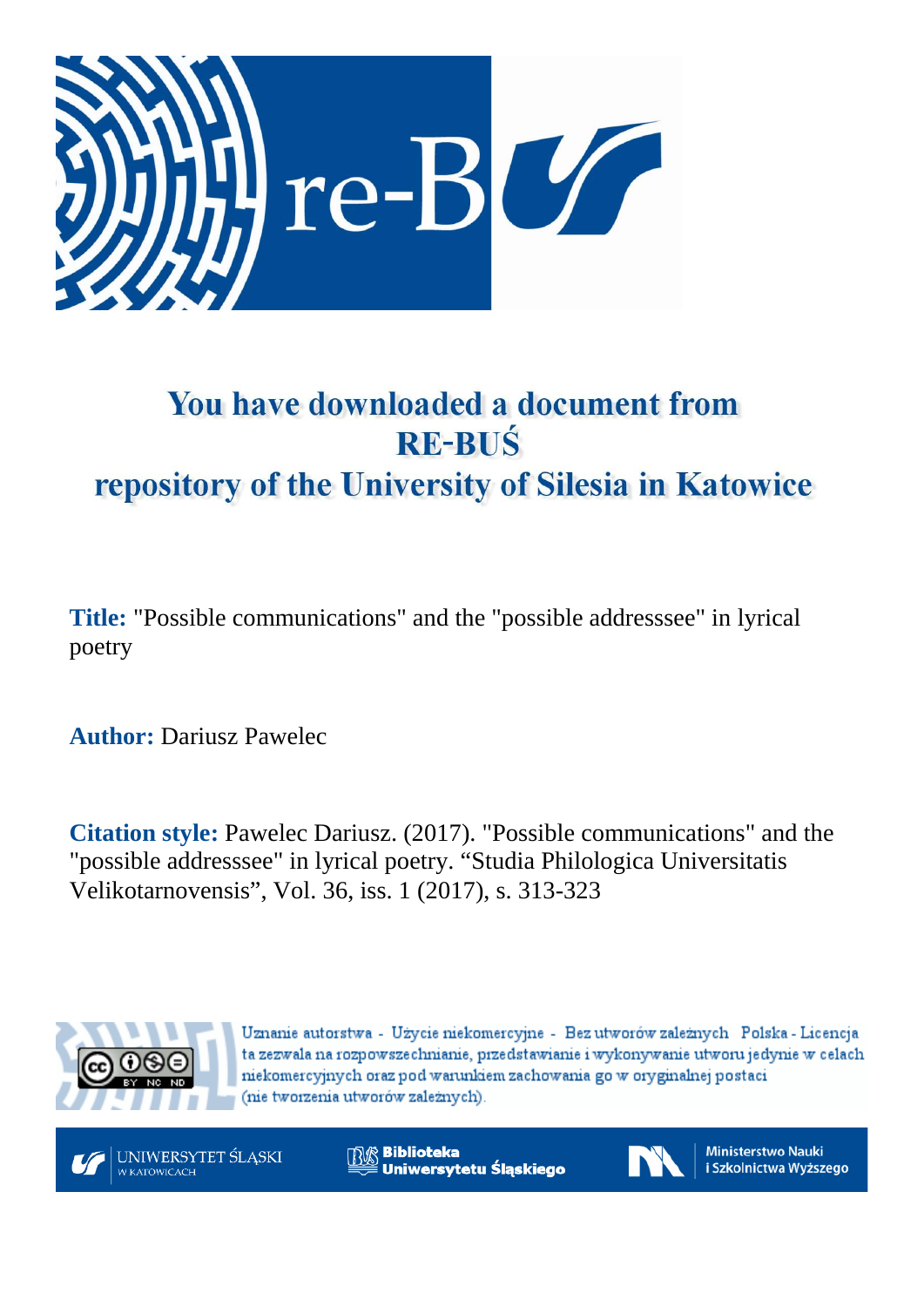# You have downloaded a document from RE-BUŚ repository of the University of Silesia in Katowice

**Title:** "Possible communications" and the "possible addresssee" in lyrical poetry

**Author:** Dariusz Pawelec

**Citation style:** Pawelec Dariusz. (2017). "Possible communications" and the "possible addresssee" in lyrical poetry. "Studia Philologica Universitatis Velikotarnovensis", Vol. 36, iss. 1 (2017), s. 313-323

Uznanie autorstwa - Użycie niekomercyjne - Bez utworów zależnych Polska - Licencja ta zezwala na rozpowszechnianie, przedstawianie i wykonywanie utworu jedynie w celach niekomercyjnych oraz pod warunkiem zachowania go w oryginalnej postaci (nie tworzenia utworów zależnych).

UNIWERSYTET ŚLĄSKI W KATOWICACH

Biblioteka Uniwersytetu Śląskiego

Ministerstwo Nauki i Szkolnictwa Wyższego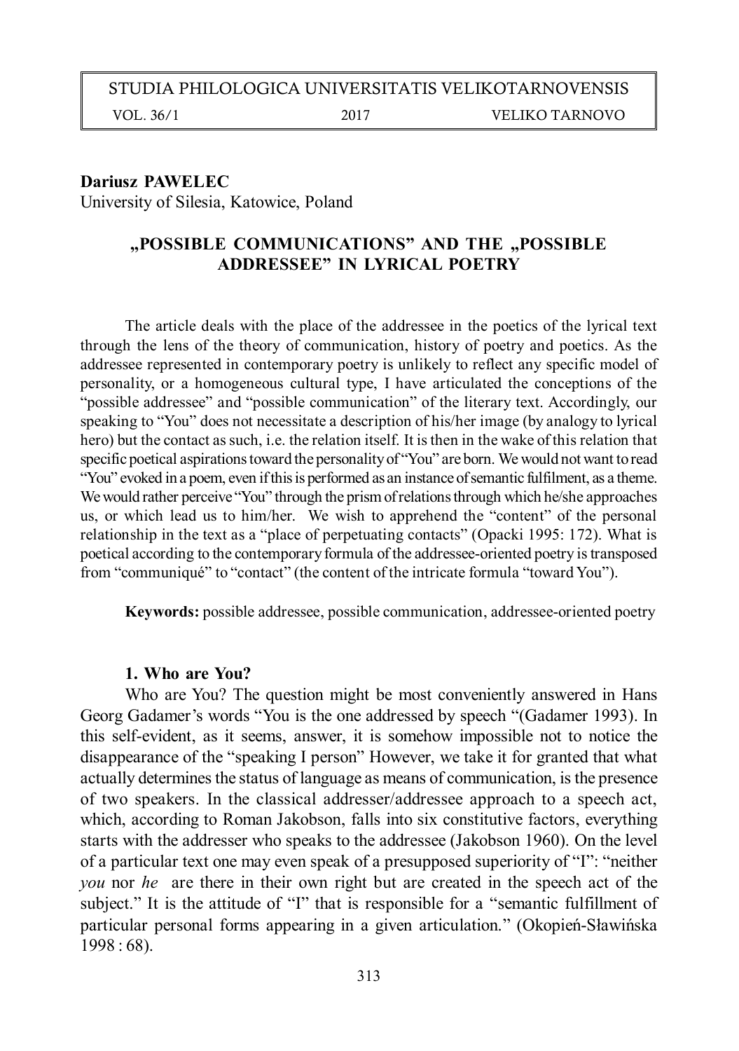**Dariusz PAWELEC**
University of Silesia, Katowice, Poland

# „POSSIBLE COMMUNICATIONS" AND THE „POSSIBLE ADDRESSEE" IN LYRICAL POETRY

The article deals with the place of the addressee in the poetics of the lyrical text through the lens of the theory of communication, history of poetry and poetics. As the addressee represented in contemporary poetry is unlikely to reflect any specific model of personality, or a homogeneous cultural type, I have articulated the conceptions of the "possible addressee" and "possible communication" of the literary text. Accordingly, our speaking to "You" does not necessitate a description of his/her image (by analogy to lyrical hero) but the contact as such, i.e. the relation itself. It is then in the wake of this relation that specific poetical aspirations toward the personality of "You" are born. We would not want to read "You" evoked in a poem, even if this is performed as an instance of semantic fulfilment, as a theme. We would rather perceive "You" through the prism of relations through which he/she approaches us, or which lead us to him/her. We wish to apprehend the "content" of the personal relationship in the text as a "place of perpetuating contacts" (Opacki 1995: 172). What is poetical according to the contemporary formula of the addressee-oriented poetry is transposed from "communiqué" to "contact" (the content of the intricate formula "toward You").

**Keywords:** possible addressee, possible communication, addressee-oriented poetry

## 1. Who are You?

Who are You? The question might be most conveniently answered in Hans Georg Gadamer's words "You is the one addressed by speech "(Gadamer 1993). In this self-evident, as it seems, answer, it is somehow impossible not to notice the disappearance of the "speaking I person" However, we take it for granted that what actually determines the status of language as means of communication, is the presence of two speakers. In the classical addresser/addressee approach to a speech act, which, according to Roman Jakobson, falls into six constitutive factors, everything starts with the addresser who speaks to the addressee (Jakobson 1960). On the level of a particular text one may even speak of a presupposed superiority of "I": "neither *you* nor *he* are there in their own right but are created in the speech act of the subject." It is the attitude of "I" that is responsible for a "semantic fulfillment of particular personal forms appearing in a given articulation." (Okopień-Sławińska 1998 : 68).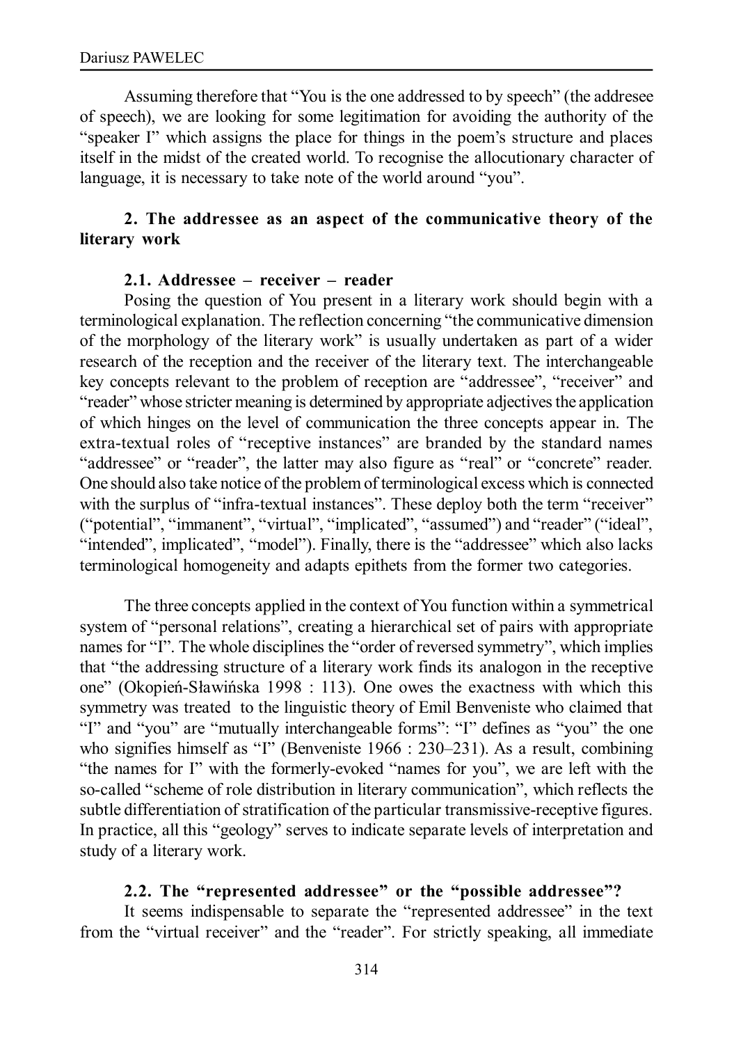Assuming therefore that "You is the one addressed to by speech" (the addresee of speech), we are looking for some legitimation for avoiding the authority of the "speaker I" which assigns the place for things in the poem's structure and places itself in the midst of the created world. To recognise the allocutionary character of language, it is necessary to take note of the world around "you".

## 2. The addressee as an aspect of the communicative theory of the literary work

### 2.1. Addressee – receiver – reader

Posing the question of You present in a literary work should begin with a terminological explanation. The reflection concerning "the communicative dimension of the morphology of the literary work" is usually undertaken as part of a wider research of the reception and the receiver of the literary text. The interchangeable key concepts relevant to the problem of reception are "addressee", "receiver" and "reader" whose stricter meaning is determined by appropriate adjectives the application of which hinges on the level of communication the three concepts appear in. The extra-textual roles of "receptive instances" are branded by the standard names "addressee" or "reader", the latter may also figure as "real" or "concrete" reader. One should also take notice of the problem of terminological excess which is connected with the surplus of "infra-textual instances". These deploy both the term "receiver" ("potential", "immanent", "virtual", "implicated", "assumed") and "reader" ("ideal", "intended", implicated", "model"). Finally, there is the "addressee" which also lacks terminological homogeneity and adapts epithets from the former two categories.

The three concepts applied in the context of You function within a symmetrical system of "personal relations", creating a hierarchical set of pairs with appropriate names for "I". The whole disciplines the "order of reversed symmetry", which implies that "the addressing structure of a literary work finds its analogon in the receptive one" (Okopień-Sławińska 1998 : 113). One owes the exactness with which this symmetry was treated to the linguistic theory of Emil Benveniste who claimed that "I" and "you" are "mutually interchangeable forms": "I" defines as "you" the one who signifies himself as "I" (Benveniste 1966 : 230–231). As a result, combining "the names for I" with the formerly-evoked "names for you", we are left with the so-called "scheme of role distribution in literary communication", which reflects the subtle differentiation of stratification of the particular transmissive-receptive figures. In practice, all this "geology" serves to indicate separate levels of interpretation and study of a literary work.

### 2.2. The "represented addressee" or the "possible addressee"?

It seems indispensable to separate the "represented addressee" in the text from the "virtual receiver" and the "reader". For strictly speaking, all immediate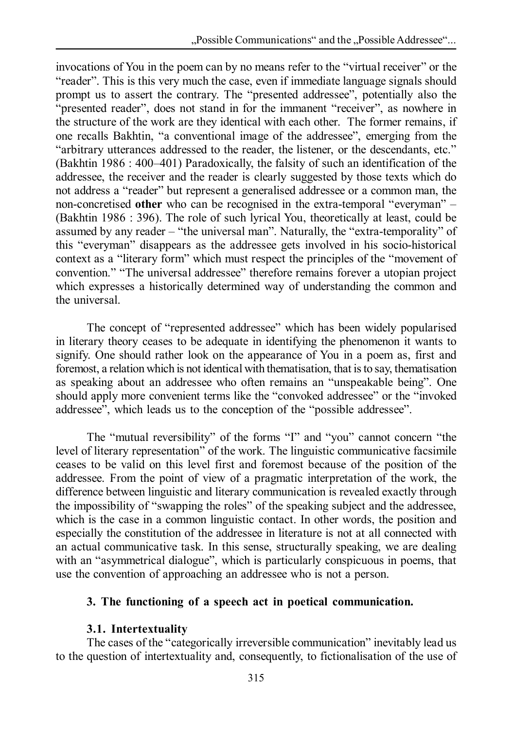invocations of You in the poem can by no means refer to the "virtual receiver" or the "reader". This is this very much the case, even if immediate language signals should prompt us to assert the contrary. The "presented addressee", potentially also the "presented reader", does not stand in for the immanent "receiver", as nowhere in the structure of the work are they identical with each other. The former remains, if one recalls Bakhtin, "a conventional image of the addressee", emerging from the "arbitrary utterances addressed to the reader, the listener, or the descendants, etc." (Bakhtin 1986 : 400–401) Paradoxically, the falsity of such an identification of the addressee, the receiver and the reader is clearly suggested by those texts which do not address a "reader" but represent a generalised addressee or a common man, the non-concretised **other** who can be recognised in the extra-temporal "everyman" – (Bakhtin 1986 : 396). The role of such lyrical You, theoretically at least, could be assumed by any reader – "the universal man". Naturally, the "extra-temporality" of this "everyman" disappears as the addressee gets involved in his socio-historical context as a "literary form" which must respect the principles of the "movement of convention." "The universal addressee" therefore remains forever a utopian project which expresses a historically determined way of understanding the common and the universal.

The concept of "represented addressee" which has been widely popularised in literary theory ceases to be adequate in identifying the phenomenon it wants to signify. One should rather look on the appearance of You in a poem as, first and foremost, a relation which is not identical with thematisation, that is to say, thematisation as speaking about an addressee who often remains an "unspeakable being". One should apply more convenient terms like the "convoked addressee" or the "invoked addressee", which leads us to the conception of the "possible addressee".

The "mutual reversibility" of the forms "I" and "you" cannot concern "the level of literary representation" of the work. The linguistic communicative facsimile ceases to be valid on this level first and foremost because of the position of the addressee. From the point of view of a pragmatic interpretation of the work, the difference between linguistic and literary communication is revealed exactly through the impossibility of "swapping the roles" of the speaking subject and the addressee, which is the case in a common linguistic contact. In other words, the position and especially the constitution of the addressee in literature is not at all connected with an actual communicative task. In this sense, structurally speaking, we are dealing with an "asymmetrical dialogue", which is particularly conspicuous in poems, that use the convention of approaching an addressee who is not a person.

## 3. The functioning of a speech act in poetical communication.

### 3.1. Intertextuality

The cases of the "categorically irreversible communication" inevitably lead us to the question of intertextuality and, consequently, to fictionalisation of the use of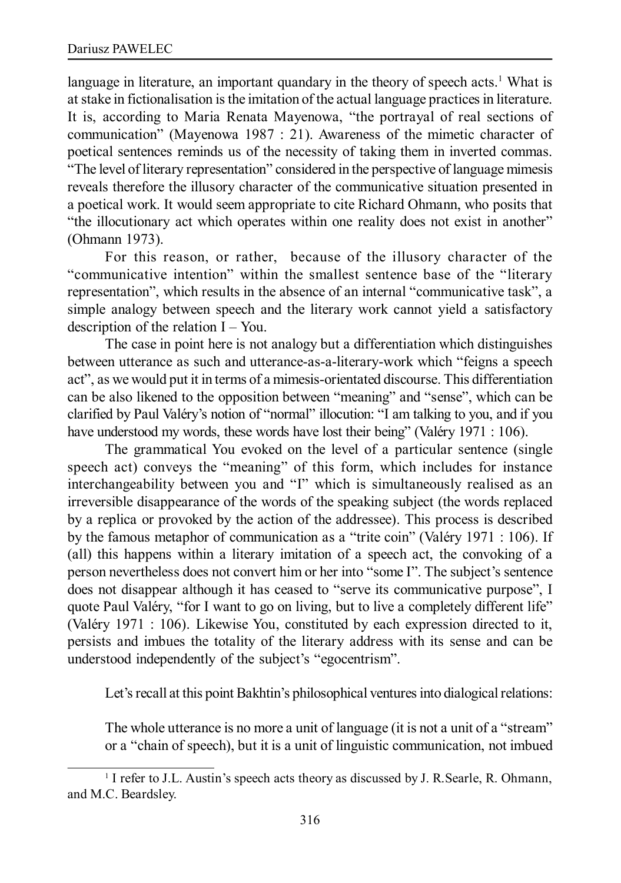language in literature, an important quandary in the theory of speech acts.[1] What is at stake in fictionalisation is the imitation of the actual language practices in literature. It is, according to Maria Renata Mayenowa, "the portrayal of real sections of communication" (Mayenowa 1987 : 21). Awareness of the mimetic character of poetical sentences reminds us of the necessity of taking them in inverted commas. "The level of literary representation" considered in the perspective of language mimesis reveals therefore the illusory character of the communicative situation presented in a poetical work. It would seem appropriate to cite Richard Ohmann, who posits that "the illocutionary act which operates within one reality does not exist in another" (Ohmann 1973).

For this reason, or rather, because of the illusory character of the "communicative intention" within the smallest sentence base of the "literary representation", which results in the absence of an internal "communicative task", a simple analogy between speech and the literary work cannot yield a satisfactory description of the relation I – You.

The case in point here is not analogy but a differentiation which distinguishes between utterance as such and utterance-as-a-literary-work which "feigns a speech act", as we would put it in terms of a mimesis-orientated discourse. This differentiation can be also likened to the opposition between "meaning" and "sense", which can be clarified by Paul Valéry's notion of "normal" illocution: "I am talking to you, and if you have understood my words, these words have lost their being" (Valéry 1971 : 106).

The grammatical You evoked on the level of a particular sentence (single speech act) conveys the "meaning" of this form, which includes for instance interchangeability between you and "I" which is simultaneously realised as an irreversible disappearance of the words of the speaking subject (the words replaced by a replica or provoked by the action of the addressee). This process is described by the famous metaphor of communication as a "trite coin" (Valéry 1971 : 106). If (all) this happens within a literary imitation of a speech act, the convoking of a person nevertheless does not convert him or her into "some I". The subject's sentence does not disappear although it has ceased to "serve its communicative purpose", I quote Paul Valéry, "for I want to go on living, but to live a completely different life" (Valéry 1971 : 106). Likewise You, constituted by each expression directed to it, persists and imbues the totality of the literary address with its sense and can be understood independently of the subject's "egocentrism".

Let's recall at this point Bakhtin's philosophical ventures into dialogical relations:

> The whole utterance is no more a unit of language (it is not a unit of a "stream" or a "chain of speech), but it is a unit of linguistic communication, not imbued

---

[1] I refer to J.L. Austin's speech acts theory as discussed by J. R.Searle, R. Ohmann, and M.C. Beardsley.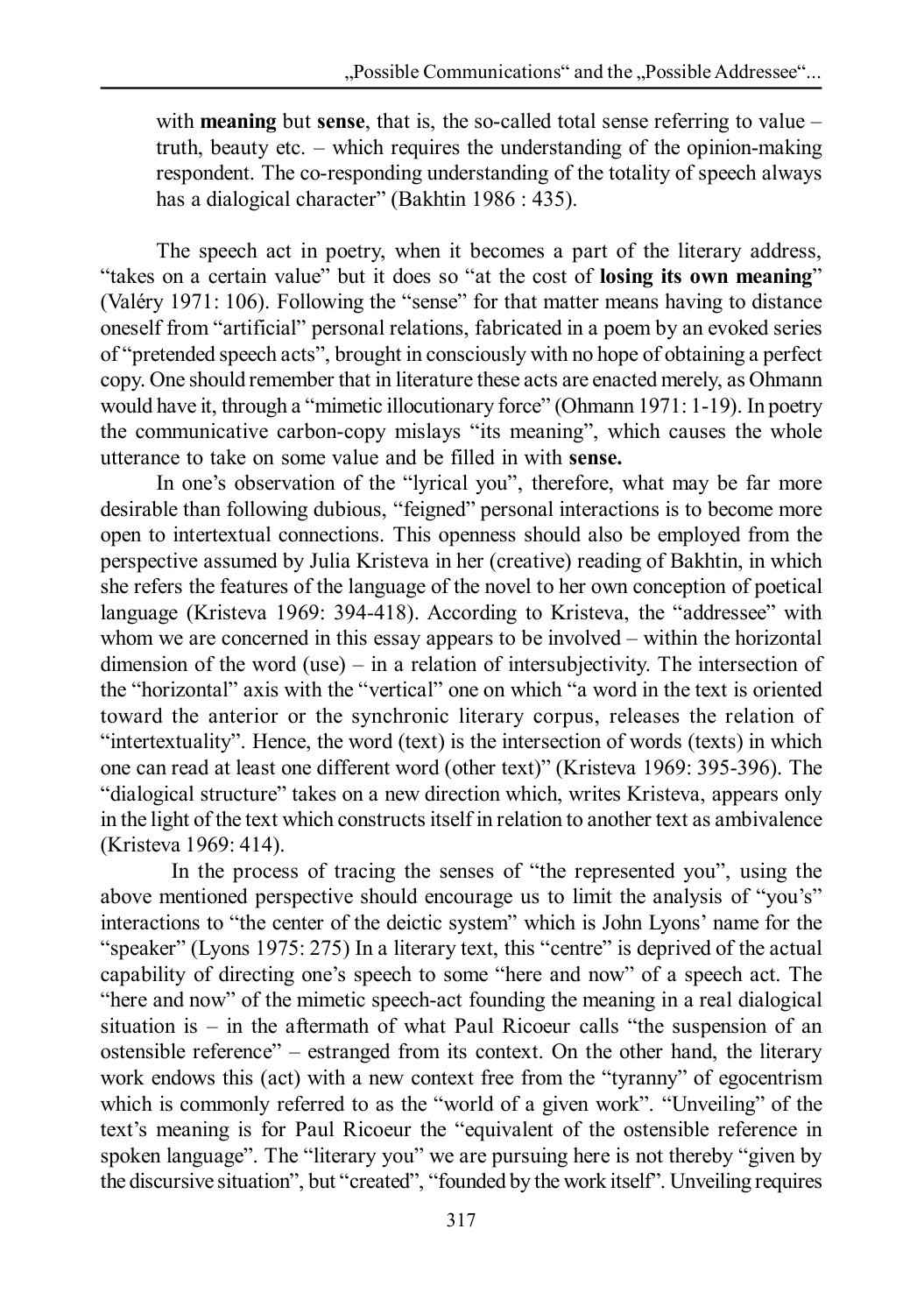with **meaning** but **sense**, that is, the so-called total sense referring to value – truth, beauty etc. – which requires the understanding of the opinion-making respondent. The co-responding understanding of the totality of speech always has a dialogical character" (Bakhtin 1986 : 435).

The speech act in poetry, when it becomes a part of the literary address, "takes on a certain value" but it does so "at the cost of **losing its own meaning**" (Valéry 1971: 106). Following the "sense" for that matter means having to distance oneself from "artificial" personal relations, fabricated in a poem by an evoked series of "pretended speech acts", brought in consciously with no hope of obtaining a perfect copy. One should remember that in literature these acts are enacted merely, as Ohmann would have it, through a "mimetic illocutionary force" (Ohmann 1971: 1-19). In poetry the communicative carbon-copy mislays "its meaning", which causes the whole utterance to take on some value and be filled in with **sense.**

In one's observation of the "lyrical you", therefore, what may be far more desirable than following dubious, "feigned" personal interactions is to become more open to intertextual connections. This openness should also be employed from the perspective assumed by Julia Kristeva in her (creative) reading of Bakhtin, in which she refers the features of the language of the novel to her own conception of poetical language (Kristeva 1969: 394-418). According to Kristeva, the "addressee" with whom we are concerned in this essay appears to be involved – within the horizontal dimension of the word (use) – in a relation of intersubjectivity. The intersection of the "horizontal" axis with the "vertical" one on which "a word in the text is oriented toward the anterior or the synchronic literary corpus, releases the relation of "intertextuality". Hence, the word (text) is the intersection of words (texts) in which one can read at least one different word (other text)" (Kristeva 1969: 395-396). The "dialogical structure" takes on a new direction which, writes Kristeva, appears only in the light of the text which constructs itself in relation to another text as ambivalence (Kristeva 1969: 414).

In the process of tracing the senses of "the represented you", using the above mentioned perspective should encourage us to limit the analysis of "you's" interactions to "the center of the deictic system" which is John Lyons' name for the "speaker" (Lyons 1975: 275) In a literary text, this "centre" is deprived of the actual capability of directing one's speech to some "here and now" of a speech act. The "here and now" of the mimetic speech-act founding the meaning in a real dialogical situation is – in the aftermath of what Paul Ricoeur calls "the suspension of an ostensible reference" – estranged from its context. On the other hand, the literary work endows this (act) with a new context free from the "tyranny" of egocentrism which is commonly referred to as the "world of a given work". "Unveiling" of the text's meaning is for Paul Ricoeur the "equivalent of the ostensible reference in spoken language". The "literary you" we are pursuing here is not thereby "given by the discursive situation", but "created", "founded by the work itself". Unveiling requires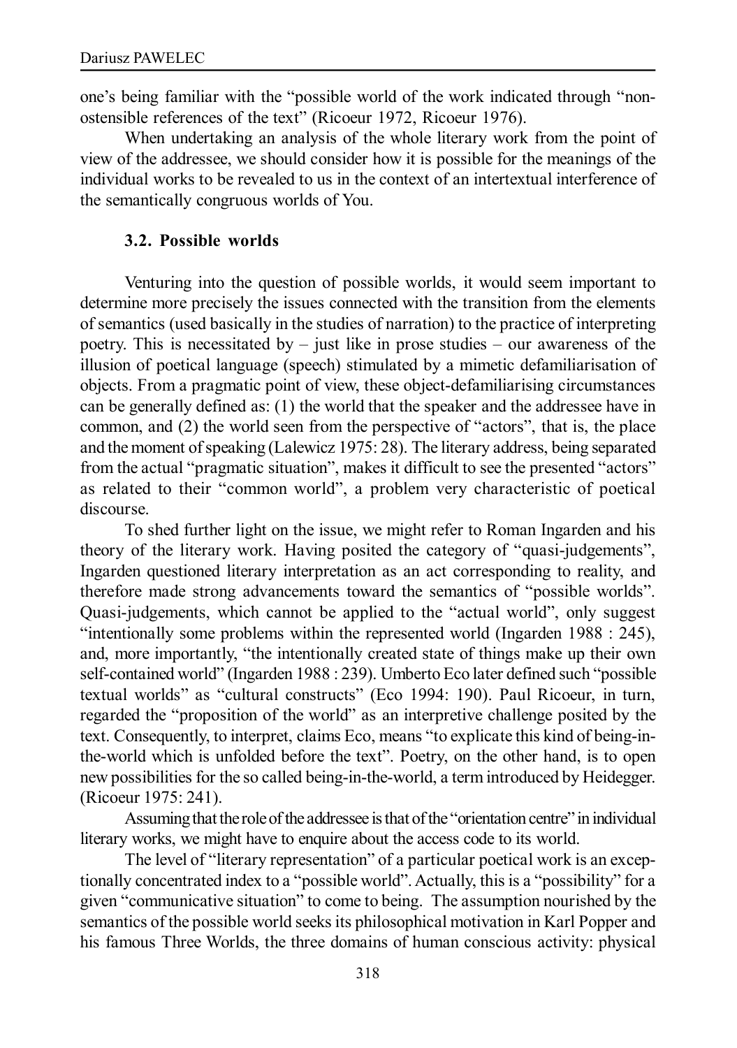one's being familiar with the "possible world of the work indicated through "non-ostensible references of the text" (Ricoeur 1972, Ricoeur 1976).

When undertaking an analysis of the whole literary work from the point of view of the addressee, we should consider how it is possible for the meanings of the individual works to be revealed to us in the context of an intertextual interference of the semantically congruous worlds of You.

### 3.2. Possible worlds

Venturing into the question of possible worlds, it would seem important to determine more precisely the issues connected with the transition from the elements of semantics (used basically in the studies of narration) to the practice of interpreting poetry. This is necessitated by – just like in prose studies – our awareness of the illusion of poetical language (speech) stimulated by a mimetic defamiliarisation of objects. From a pragmatic point of view, these object-defamiliarising circumstances can be generally defined as: (1) the world that the speaker and the addressee have in common, and (2) the world seen from the perspective of "actors", that is, the place and the moment of speaking (Lalewicz 1975: 28). The literary address, being separated from the actual "pragmatic situation", makes it difficult to see the presented "actors" as related to their "common world", a problem very characteristic of poetical discourse.

To shed further light on the issue, we might refer to Roman Ingarden and his theory of the literary work. Having posited the category of "quasi-judgements", Ingarden questioned literary interpretation as an act corresponding to reality, and therefore made strong advancements toward the semantics of "possible worlds". Quasi-judgements, which cannot be applied to the "actual world", only suggest "intentionally some problems within the represented world (Ingarden 1988 : 245), and, more importantly, "the intentionally created state of things make up their own self-contained world" (Ingarden 1988 : 239). Umberto Eco later defined such "possible textual worlds" as "cultural constructs" (Eco 1994: 190). Paul Ricoeur, in turn, regarded the "proposition of the world" as an interpretive challenge posited by the text. Consequently, to interpret, claims Eco, means "to explicate this kind of being-in-the-world which is unfolded before the text". Poetry, on the other hand, is to open new possibilities for the so called being-in-the-world, a term introduced by Heidegger. (Ricoeur 1975: 241).

Assuming that the role of the addressee is that of the "orientation centre" in individual literary works, we might have to enquire about the access code to its world.

The level of "literary representation" of a particular poetical work is an exceptionally concentrated index to a "possible world". Actually, this is a "possibility" for a given "communicative situation" to come to being. The assumption nourished by the semantics of the possible world seeks its philosophical motivation in Karl Popper and his famous Three Worlds, the three domains of human conscious activity: physical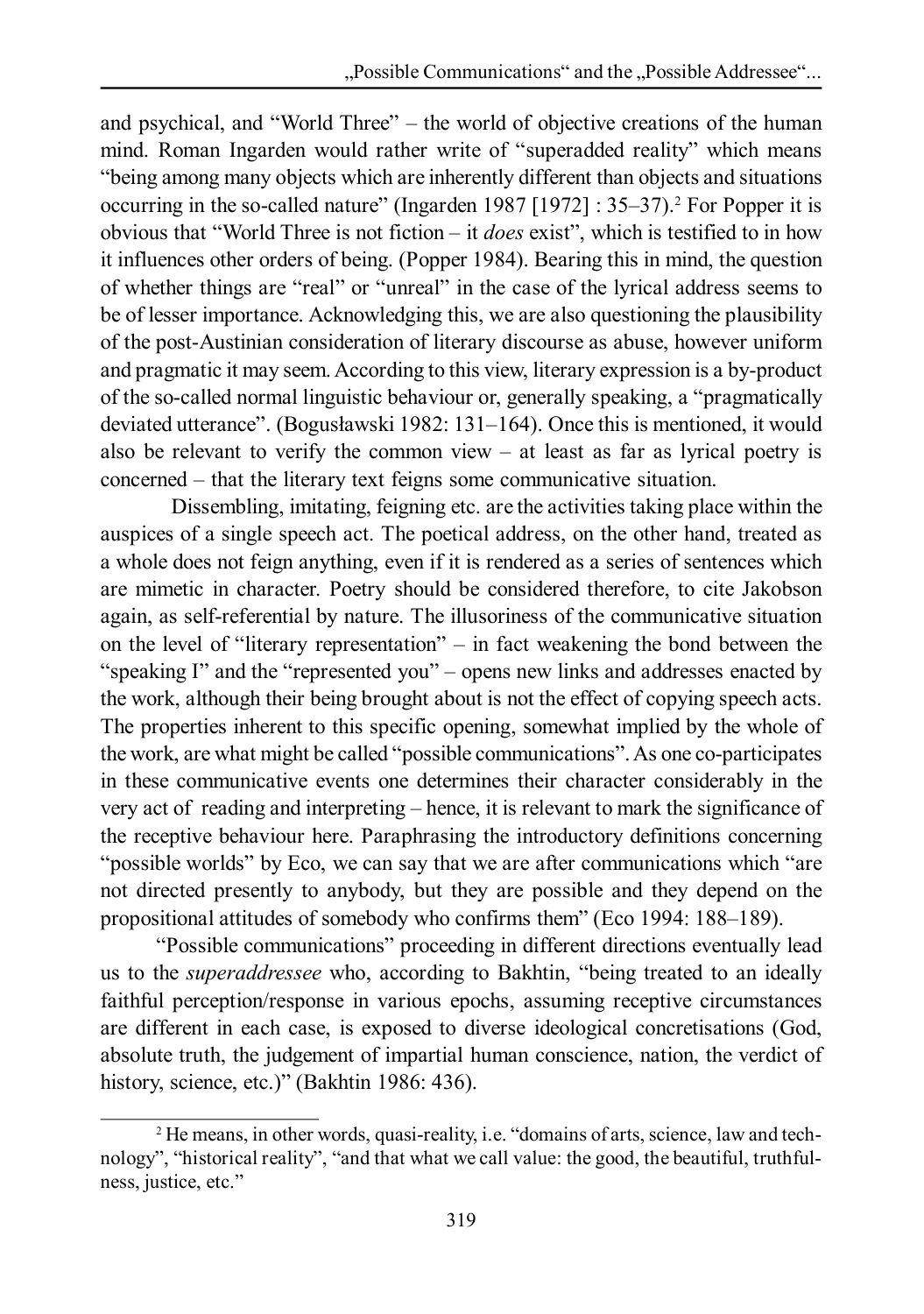and psychical, and "World Three" – the world of objective creations of the human mind. Roman Ingarden would rather write of "superadded reality" which means "being among many objects which are inherently different than objects and situations occurring in the so-called nature" (Ingarden 1987 [1972] : 35–37).[2] For Popper it is obvious that "World Three is not fiction – it *does* exist", which is testified to in how it influences other orders of being. (Popper 1984). Bearing this in mind, the question of whether things are "real" or "unreal" in the case of the lyrical address seems to be of lesser importance. Acknowledging this, we are also questioning the plausibility of the post-Austinian consideration of literary discourse as abuse, however uniform and pragmatic it may seem. According to this view, literary expression is a by-product of the so-called normal linguistic behaviour or, generally speaking, a "pragmatically deviated utterance". (Bogusławski 1982: 131–164). Once this is mentioned, it would also be relevant to verify the common view – at least as far as lyrical poetry is concerned – that the literary text feigns some communicative situation.

Dissembling, imitating, feigning etc. are the activities taking place within the auspices of a single speech act. The poetical address, on the other hand, treated as a whole does not feign anything, even if it is rendered as a series of sentences which are mimetic in character. Poetry should be considered therefore, to cite Jakobson again, as self-referential by nature. The illusoriness of the communicative situation on the level of "literary representation" – in fact weakening the bond between the "speaking I" and the "represented you" – opens new links and addresses enacted by the work, although their being brought about is not the effect of copying speech acts. The properties inherent to this specific opening, somewhat implied by the whole of the work, are what might be called "possible communications". As one co-participates in these communicative events one determines their character considerably in the very act of reading and interpreting – hence, it is relevant to mark the significance of the receptive behaviour here. Paraphrasing the introductory definitions concerning "possible worlds" by Eco, we can say that we are after communications which "are not directed presently to anybody, but they are possible and they depend on the propositional attitudes of somebody who confirms them" (Eco 1994: 188–189).

"Possible communications" proceeding in different directions eventually lead us to the *superaddressee* who, according to Bakhtin, "being treated to an ideally faithful perception/response in various epochs, assuming receptive circumstances are different in each case, is exposed to diverse ideological concretisations (God, absolute truth, the judgement of impartial human conscience, nation, the verdict of history, science, etc.)" (Bakhtin 1986: 436).

[2] He means, in other words, quasi-reality, i.e. "domains of arts, science, law and technology", "historical reality", "and that what we call value: the good, the beautiful, truthfulness, justice, etc."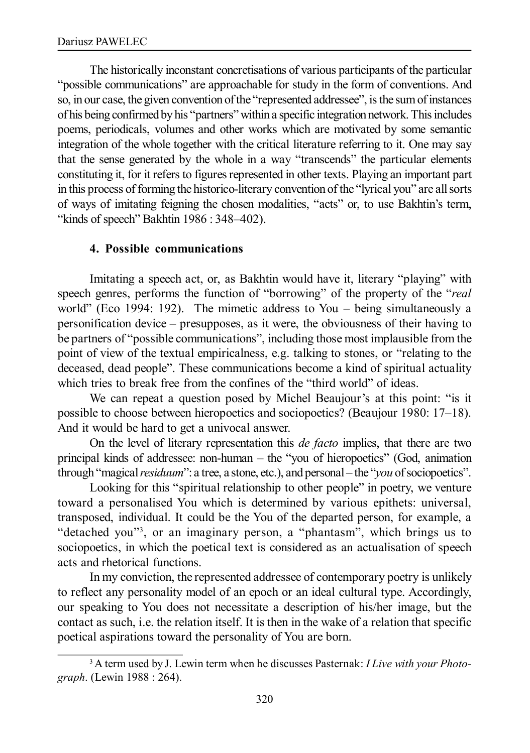The historically inconstant concretisations of various participants of the particular "possible communications" are approachable for study in the form of conventions. And so, in our case, the given convention of the "represented addressee", is the sum of instances of his being confirmed by his "partners" within a specific integration network. This includes poems, periodicals, volumes and other works which are motivated by some semantic integration of the whole together with the critical literature referring to it. One may say that the sense generated by the whole in a way "transcends" the particular elements constituting it, for it refers to figures represented in other texts. Playing an important part in this process of forming the historico-literary convention of the "lyrical you" are all sorts of ways of imitating feigning the chosen modalities, "acts" or, to use Bakhtin's term, "kinds of speech" Bakhtin 1986 : 348–402).

### 4. Possible communications

Imitating a speech act, or, as Bakhtin would have it, literary "playing" with speech genres, performs the function of "borrowing" of the property of the "*real* world" (Eco 1994: 192). The mimetic address to You – being simultaneously a personification device – presupposes, as it were, the obviousness of their having to be partners of "possible communications", including those most implausible from the point of view of the textual empiricalness, e.g. talking to stones, or "relating to the deceased, dead people". These communications become a kind of spiritual actuality which tries to break free from the confines of the "third world" of ideas.

We can repeat a question posed by Michel Beaujour's at this point: "is it possible to choose between hieropoetics and sociopoetics? (Beaujour 1980: 17–18). And it would be hard to get a univocal answer.

On the level of literary representation this *de facto* implies, that there are two principal kinds of addressee: non-human – the "you of hieropoetics" (God, animation through "magical *residuum*": a tree, a stone, etc.), and personal – the "*you* of sociopoetics".

Looking for this "spiritual relationship to other people" in poetry, we venture toward a personalised You which is determined by various epithets: universal, transposed, individual. It could be the You of the departed person, for example, a "detached you"[3], or an imaginary person, a "phantasm", which brings us to sociopoetics, in which the poetical text is considered as an actualisation of speech acts and rhetorical functions.

In my conviction, the represented addressee of contemporary poetry is unlikely to reflect any personality model of an epoch or an ideal cultural type. Accordingly, our speaking to You does not necessitate a description of his/her image, but the contact as such, i.e. the relation itself. It is then in the wake of a relation that specific poetical aspirations toward the personality of You are born.

[3] A term used by J. Lewin term when he discusses Pasternak: *I Live with your Photograph*. (Lewin 1988 : 264).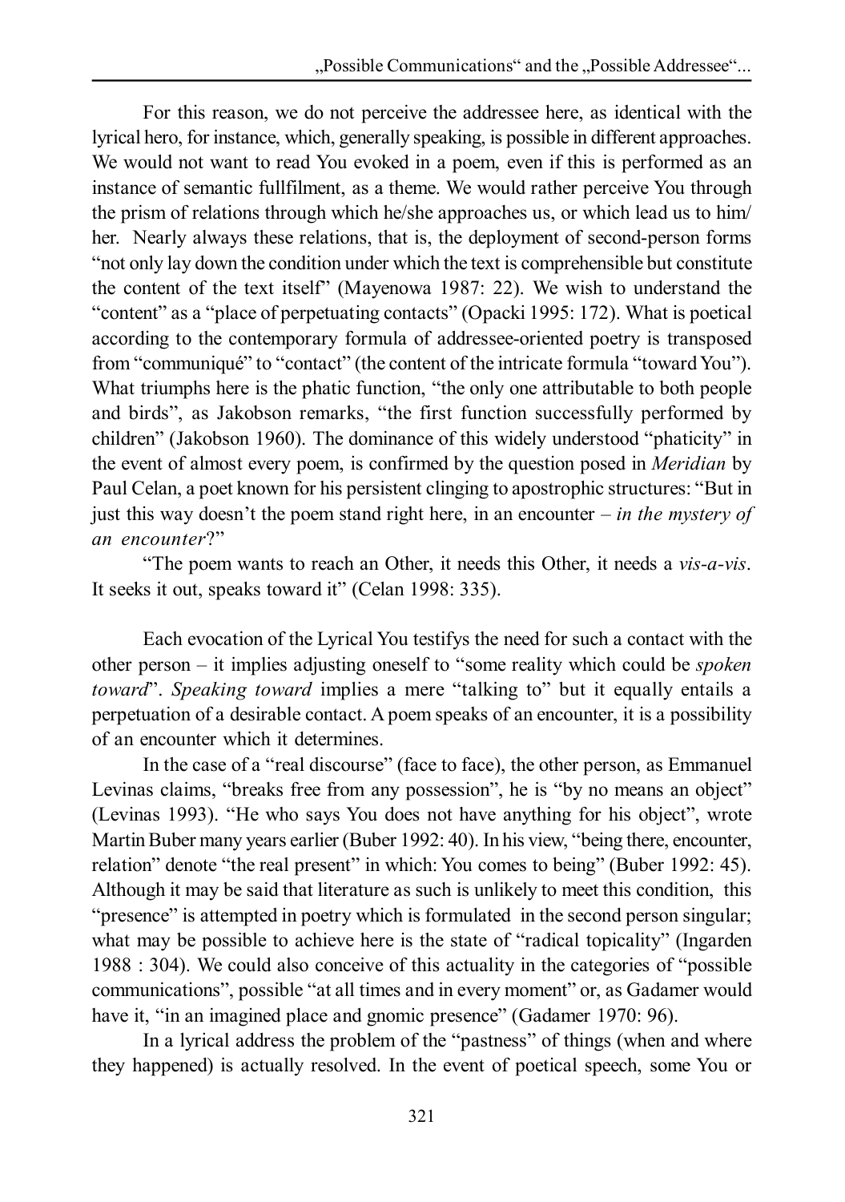For this reason, we do not perceive the addressee here, as identical with the lyrical hero, for instance, which, generally speaking, is possible in different approaches. We would not want to read You evoked in a poem, even if this is performed as an instance of semantic fullfilment, as a theme. We would rather perceive You through the prism of relations through which he/she approaches us, or which lead us to him/her. Nearly always these relations, that is, the deployment of second-person forms "not only lay down the condition under which the text is comprehensible but constitute the content of the text itself" (Mayenowa 1987: 22). We wish to understand the "content" as a "place of perpetuating contacts" (Opacki 1995: 172). What is poetical according to the contemporary formula of addressee-oriented poetry is transposed from "communiqué" to "contact" (the content of the intricate formula "toward You"). What triumphs here is the phatic function, "the only one attributable to both people and birds", as Jakobson remarks, "the first function successfully performed by children" (Jakobson 1960). The dominance of this widely understood "phaticity" in the event of almost every poem, is confirmed by the question posed in *Meridian* by Paul Celan, a poet known for his persistent clinging to apostrophic structures: "But in just this way doesn't the poem stand right here, in an encounter – *in the mystery of an encounter*?"

"The poem wants to reach an Other, it needs this Other, it needs a *vis-a-vis*. It seeks it out, speaks toward it" (Celan 1998: 335).

Each evocation of the Lyrical You testifys the need for such a contact with the other person – it implies adjusting oneself to "some reality which could be *spoken toward*". *Speaking toward* implies a mere "talking to" but it equally entails a perpetuation of a desirable contact. A poem speaks of an encounter, it is a possibility of an encounter which it determines.

In the case of a "real discourse" (face to face), the other person, as Emmanuel Levinas claims, "breaks free from any possession", he is "by no means an object" (Levinas 1993). "He who says You does not have anything for his object", wrote Martin Buber many years earlier (Buber 1992: 40). In his view, "being there, encounter, relation" denote "the real present" in which: You comes to being" (Buber 1992: 45). Although it may be said that literature as such is unlikely to meet this condition, this "presence" is attempted in poetry which is formulated in the second person singular; what may be possible to achieve here is the state of "radical topicality" (Ingarden 1988 : 304). We could also conceive of this actuality in the categories of "possible communications", possible "at all times and in every moment" or, as Gadamer would have it, "in an imagined place and gnomic presence" (Gadamer 1970: 96).

In a lyrical address the problem of the "pastness" of things (when and where they happened) is actually resolved. In the event of poetical speech, some You or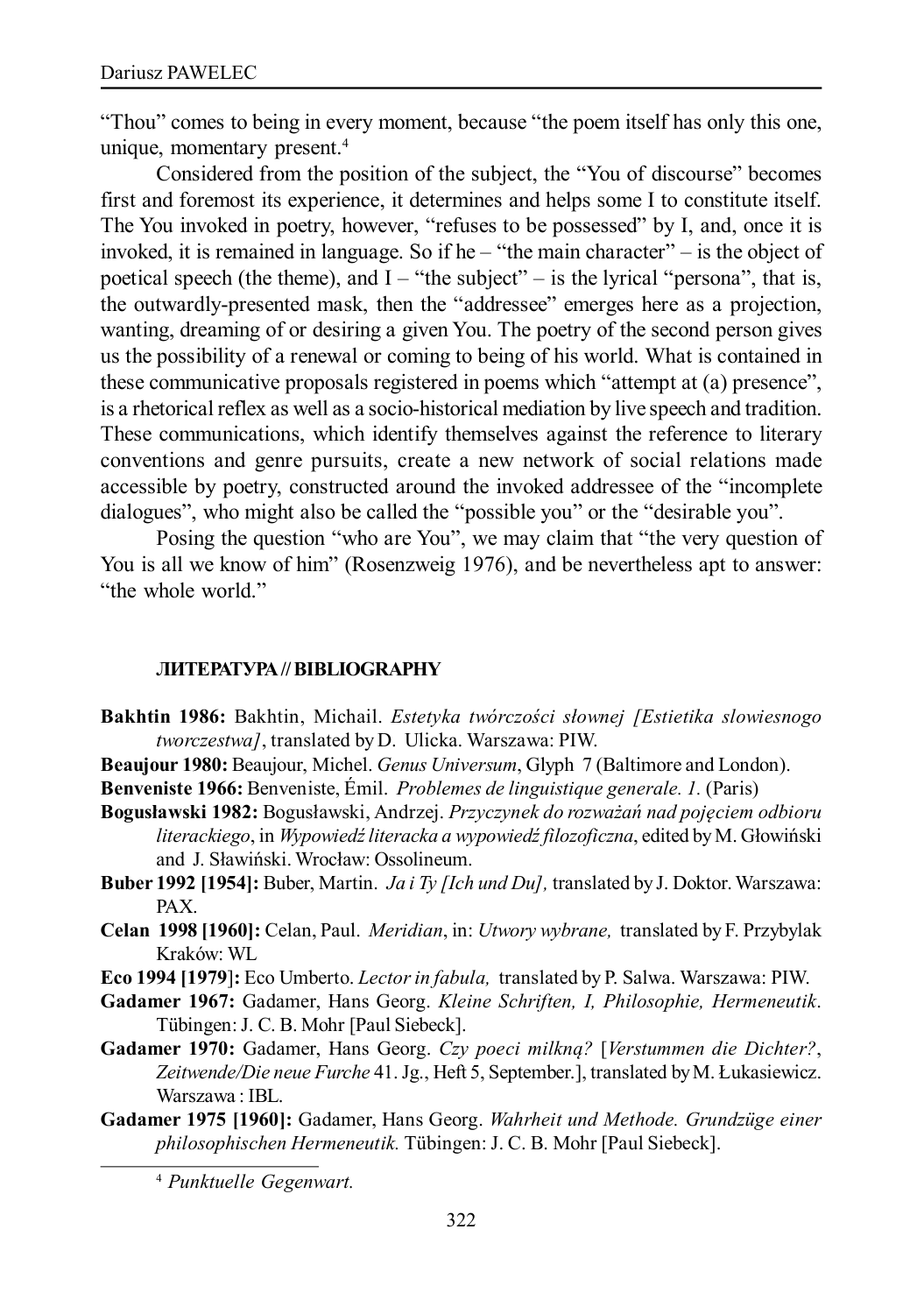"Thou" comes to being in every moment, because "the poem itself has only this one, unique, momentary present.[4]

Considered from the position of the subject, the "You of discourse" becomes first and foremost its experience, it determines and helps some I to constitute itself. The You invoked in poetry, however, "refuses to be possessed" by I, and, once it is invoked, it is remained in language. So if he – "the main character" – is the object of poetical speech (the theme), and I – "the subject" – is the lyrical "persona", that is, the outwardly-presented mask, then the "addressee" emerges here as a projection, wanting, dreaming of or desiring a given You. The poetry of the second person gives us the possibility of a renewal or coming to being of his world. What is contained in these communicative proposals registered in poems which "attempt at (a) presence", is a rhetorical reflex as well as a socio-historical mediation by live speech and tradition. These communications, which identify themselves against the reference to literary conventions and genre pursuits, create a new network of social relations made accessible by poetry, constructed around the invoked addressee of the "incomplete dialogues", who might also be called the "possible you" or the "desirable you".

Posing the question "who are You", we may claim that "the very question of You is all we know of him" (Rosenzweig 1976), and be nevertheless apt to answer: "the whole world."

### ЛИТЕРАТУРА // BIBLIOGRAPHY

**Bakhtin 1986:** Bakhtin, Michail. *Estetyka twórczości słownej [Estietika slowiesnogo tworczestwa]*, translated by D. Ulicka. Warszawa: PIW.

**Beaujour 1980:** Beaujour, Michel. *Genus Universum*, Glyph 7 (Baltimore and London).

**Benveniste 1966:** Benveniste, Émil. *Problemes de linguistique generale. 1.* (Paris)

**Bogusławski 1982:** Bogusławski, Andrzej. *Przyczynek do rozważań nad pojęciem odbioru literackiego*, in *Wypowiedź literacka a wypowiedź filozoficzna*, edited by M. Głowiński and J. Sławiński. Wrocław: Ossolineum.

**Buber 1992 [1954]:** Buber, Martin. *Ja i Ty [Ich und Du],* translated by J. Doktor. Warszawa: PAX.

**Celan 1998 [1960]:** Celan, Paul. *Meridian*, in: *Utwory wybrane,* translated by F. Przybylak Kraków: WL

**Eco 1994 [1979]:** Eco Umberto. *Lector in fabula,* translated by P. Salwa. Warszawa: PIW.

**Gadamer 1967:** Gadamer, Hans Georg. *Kleine Schriften, I, Philosophie, Hermeneutik*. Tübingen: J. C. B. Mohr [Paul Siebeck].

**Gadamer 1970:** Gadamer, Hans Georg. *Czy poeci milkną?* [*Verstummen die Dichter?*, *Zeitwende/Die neue Furche* 41. Jg., Heft 5, September.], translated by M. Łukasiewicz. Warszawa : IBL.

**Gadamer 1975 [1960]:** Gadamer, Hans Georg. *Wahrheit und Methode. Grundzüge einer philosophischen Hermeneutik.* Tübingen: J. C. B. Mohr [Paul Siebeck].

[4] *Punktuelle Gegenwart.*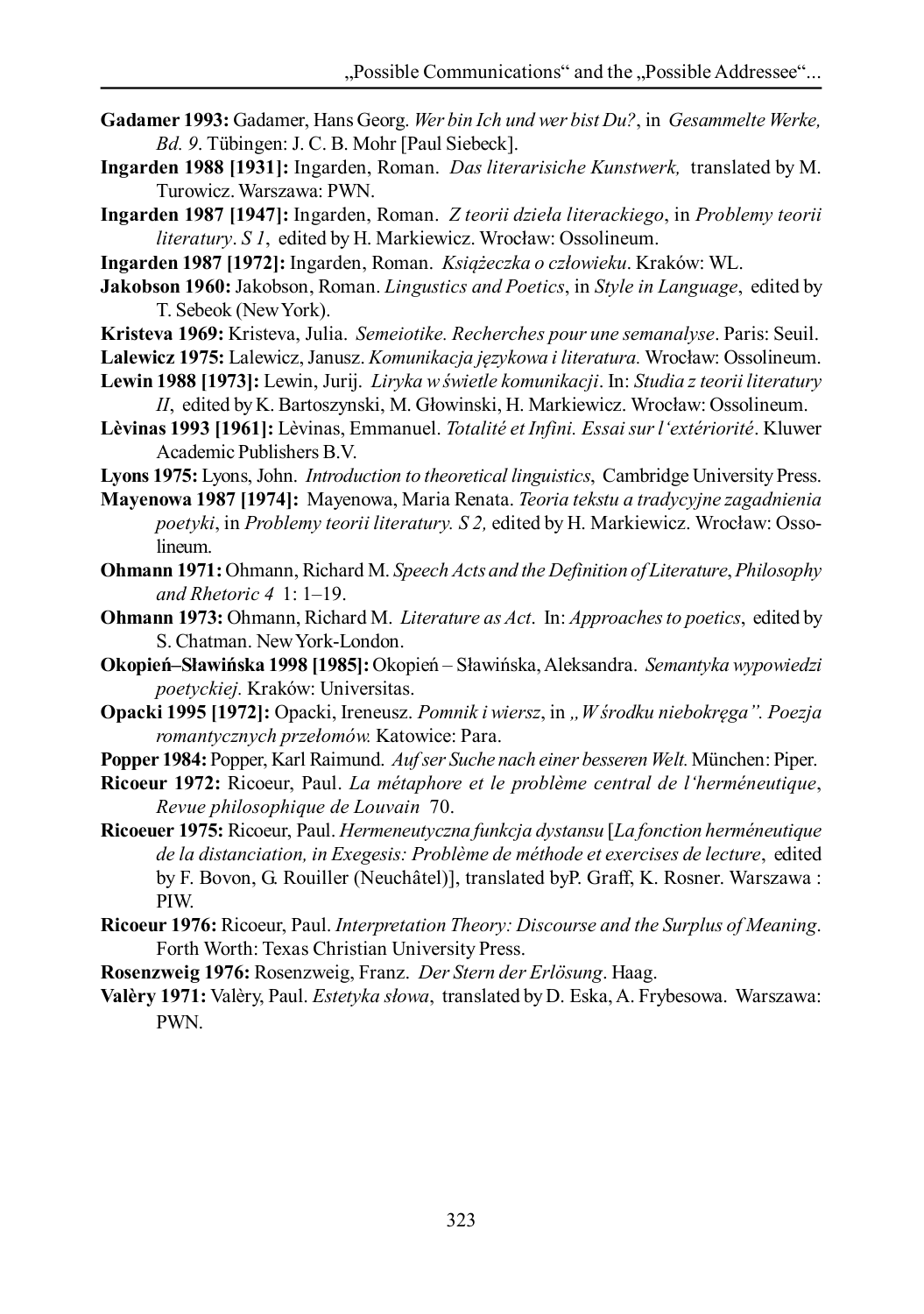**Gadamer 1993:** Gadamer, Hans Georg. *Wer bin Ich und wer bist Du?*, in *Gesammelte Werke, Bd. 9*. Tübingen: J. C. B. Mohr [Paul Siebeck].

**Ingarden 1988 [1931]:** Ingarden, Roman. *Das literarisiche Kunstwerk,* translated by M. Turowicz. Warszawa: PWN.

**Ingarden 1987 [1947]:** Ingarden, Roman. *Z teorii dzieła literackiego*, in *Problemy teorii literatury*. *S 1*, edited by H. Markiewicz. Wrocław: Ossolineum.

**Ingarden 1987 [1972]:** Ingarden, Roman. *Książeczka o człowieku*. Kraków: WL.

**Jakobson 1960:** Jakobson, Roman. *Lingustics and Poetics*, in *Style in Language*, edited by T. Sebeok (New York).

**Kristeva 1969:** Kristeva, Julia. *Semeiotike. Recherches pour une semanalyse*. Paris: Seuil.

**Lalewicz 1975:** Lalewicz, Janusz. *Komunikacja językowa i literatura.* Wrocław: Ossolineum.

**Lewin 1988 [1973]:** Lewin, Jurij. *Liryka w świetle komunikacji*. In: *Studia z teorii literatury II*, edited by K. Bartoszynski, M. Głowinski, H. Markiewicz. Wrocław: Ossolineum.

**Lèvinas 1993 [1961]:** Lèvinas, Emmanuel. *Totalité et Infini. Essai sur l'extériorité*. Kluwer Academic Publishers B.V.

**Lyons 1975:** Lyons, John. *Introduction to theoretical linguistics*, Cambridge University Press.

**Mayenowa 1987 [1974]:** Mayenowa, Maria Renata. *Teoria tekstu a tradycyjne zagadnienia poetyki*, in *Problemy teorii literatury. S 2,* edited by H. Markiewicz. Wrocław: Ossolineum.

**Ohmann 1971:** Ohmann, Richard M. *Speech Acts and the Definition of Literature*, *Philosophy and Rhetoric 4* 1: 1–19.

**Ohmann 1973:** Ohmann, Richard M. *Literature as Act*. In: *Approaches to poetics*, edited by S. Chatman. New York-London.

**Okopień–Sławińska 1998 [1985]:** Okopień – Sławińska, Aleksandra. *Semantyka wypowiedzi poetyckiej.* Kraków: Universitas.

**Opacki 1995 [1972]:** Opacki, Ireneusz. *Pomnik i wiersz*, in *„W środku niebokręga". Poezja romantycznych przełomów.* Katowice: Para.

**Popper 1984:** Popper, Karl Raimund. *Auf ser Suche nach einer besseren Welt.* München: Piper.

**Ricoeur 1972:** Ricoeur, Paul. *La métaphore et le problème central de l'herméneutique*, *Revue philosophique de Louvain* 70.

**Ricoeuer 1975:** Ricoeur, Paul. *Hermeneutyczna funkcja dystansu* [*La fonction herméneutique de la distanciation, in Exegesis: Problème de méthode et exercises de lecture*, edited by F. Bovon, G. Rouiller (Neuchâtel)], translated byP. Graff, K. Rosner. Warszawa : PIW.

**Ricoeur 1976:** Ricoeur, Paul. *Interpretation Theory: Discourse and the Surplus of Meaning*. Forth Worth: Texas Christian University Press.

**Rosenzweig 1976:** Rosenzweig, Franz. *Der Stern der Erlösung*. Haag.

**Valèry 1971:** Valèry, Paul. *Estetyka słowa*, translated by D. Eska, A. Frybesowa. Warszawa: PWN.